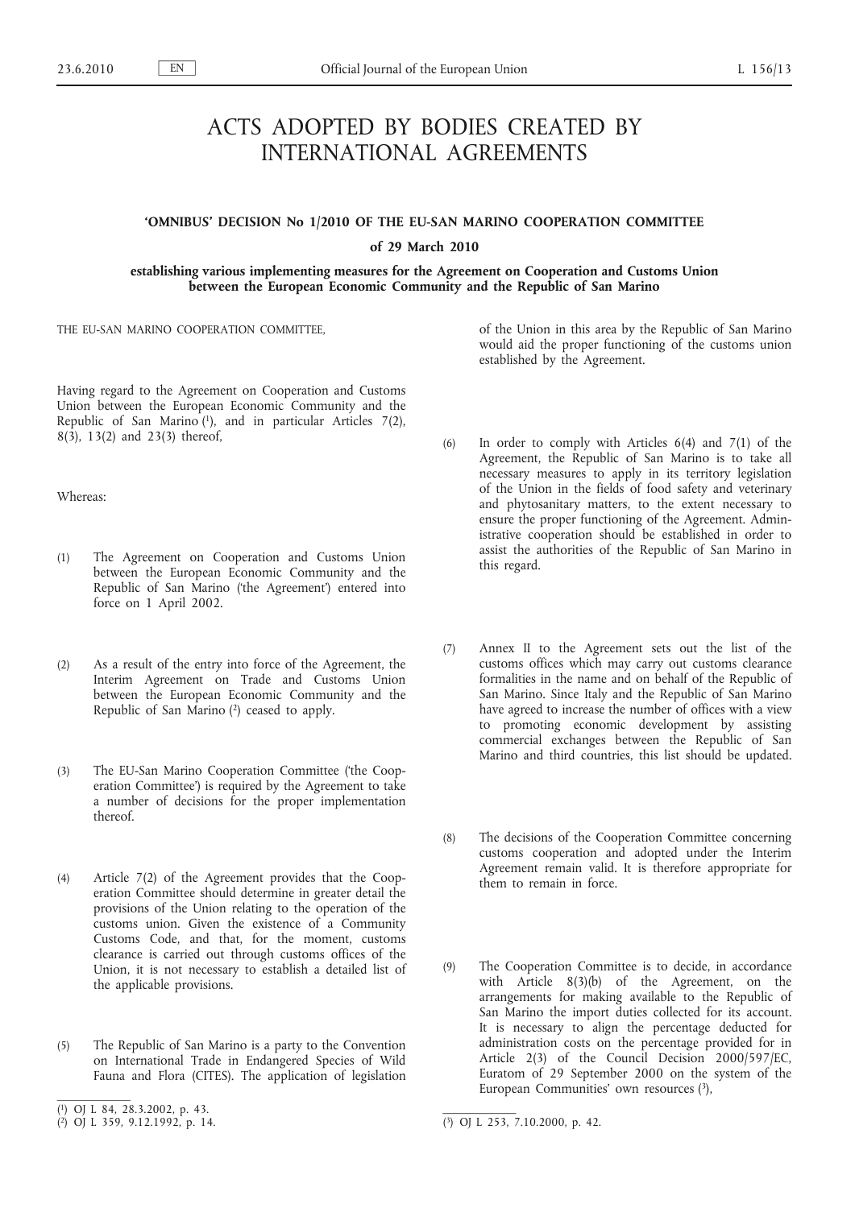# ACTS ADOPTED BY BODIES CREATED BY INTERNATIONAL AGREEMENTS

## 'OMNIBUS' DECISION No 1/2010 OF THE EU-SAN MARINO COOPERATION COMMITTEE

### of 29 March 2010

### establishing various implementing measures for the Agreement on Cooperation and Customs Union between the European Economic Community and the Republic of San Marino

THE EU-SAN MARINO COOPERATION COMMITTEE,

Having regard to the Agreement on Cooperation and Customs Union between the European Economic Community and the Republic of San Marino [1], and in particular Articles 7(2), 8(3), 13(2) and 23(3) thereof,

Whereas:

(1) The Agreement on Cooperation and Customs Union between the European Economic Community and the Republic of San Marino ('the Agreement') entered into force on 1 April 2002.

(2) As a result of the entry into force of the Agreement, the Interim Agreement on Trade and Customs Union between the European Economic Community and the Republic of San Marino [2] ceased to apply.

(3) The EU-San Marino Cooperation Committee ('the Cooperation Committee') is required by the Agreement to take a number of decisions for the proper implementation thereof.

(4) Article 7(2) of the Agreement provides that the Cooperation Committee should determine in greater detail the provisions of the Union relating to the operation of the customs union. Given the existence of a Community Customs Code, and that, for the moment, customs clearance is carried out through customs offices of the Union, it is not necessary to establish a detailed list of the applicable provisions.

(5) The Republic of San Marino is a party to the Convention on International Trade in Endangered Species of Wild Fauna and Flora (CITES). The application of legislation of the Union in this area by the Republic of San Marino would aid the proper functioning of the customs union established by the Agreement.

(6) In order to comply with Articles 6(4) and 7(1) of the Agreement, the Republic of San Marino is to take all necessary measures to apply in its territory legislation of the Union in the fields of food safety and veterinary and phytosanitary matters, to the extent necessary to ensure the proper functioning of the Agreement. Administrative cooperation should be established in order to assist the authorities of the Republic of San Marino in this regard.

(7) Annex II to the Agreement sets out the list of the customs offices which may carry out customs clearance formalities in the name and on behalf of the Republic of San Marino. Since Italy and the Republic of San Marino have agreed to increase the number of offices with a view to promoting economic development by assisting commercial exchanges between the Republic of San Marino and third countries, this list should be updated.

(8) The decisions of the Cooperation Committee concerning customs cooperation and adopted under the Interim Agreement remain valid. It is therefore appropriate for them to remain in force.

(9) The Cooperation Committee is to decide, in accordance with Article 8(3)(b) of the Agreement, on the arrangements for making available to the Republic of San Marino the import duties collected for its account. It is necessary to align the percentage deducted for administration costs on the percentage provided for in Article 2(3) of the Council Decision 2000/597/EC, Euratom of 29 September 2000 on the system of the European Communities' own resources [3],

---

[1] OJ L 84, 28.3.2002, p. 43.

[2] OJ L 359, 9.12.1992, p. 14.

[3] OJ L 253, 7.10.2000, p. 42.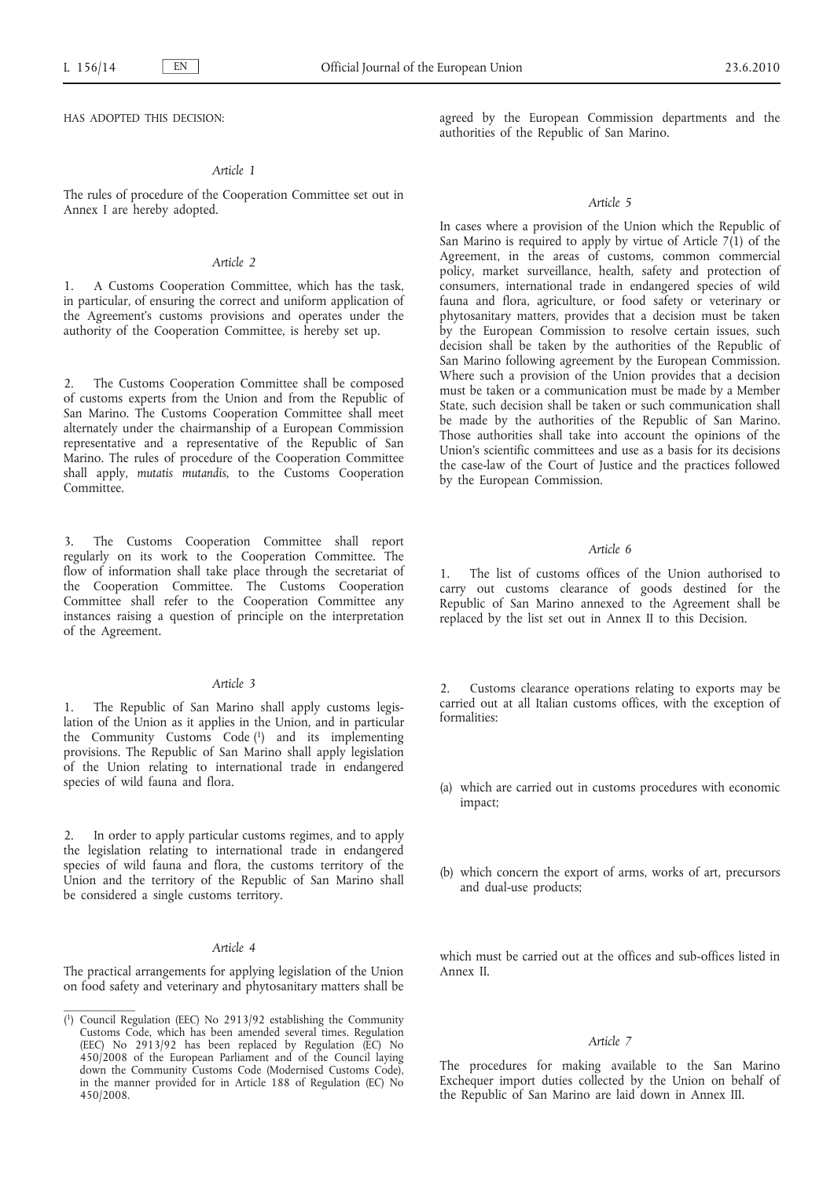HAS ADOPTED THIS DECISION:

*Article 1*

The rules of procedure of the Cooperation Committee set out in Annex I are hereby adopted.

*Article 2*

1. A Customs Cooperation Committee, which has the task, in particular, of ensuring the correct and uniform application of the Agreement's customs provisions and operates under the authority of the Cooperation Committee, is hereby set up.

2. The Customs Cooperation Committee shall be composed of customs experts from the Union and from the Republic of San Marino. The Customs Cooperation Committee shall meet alternately under the chairmanship of a European Commission representative and a representative of the Republic of San Marino. The rules of procedure of the Cooperation Committee shall apply, *mutatis mutandis*, to the Customs Cooperation Committee.

3. The Customs Cooperation Committee shall report regularly on its work to the Cooperation Committee. The flow of information shall take place through the secretariat of the Cooperation Committee. The Customs Cooperation Committee shall refer to the Cooperation Committee any instances raising a question of principle on the interpretation of the Agreement.

*Article 3*

1. The Republic of San Marino shall apply customs legislation of the Union as it applies in the Union, and in particular the Community Customs Code [1] and its implementing provisions. The Republic of San Marino shall apply legislation of the Union relating to international trade in endangered species of wild fauna and flora.

2. In order to apply particular customs regimes, and to apply the legislation relating to international trade in endangered species of wild fauna and flora, the customs territory of the Union and the territory of the Republic of San Marino shall be considered a single customs territory.

*Article 4*

The practical arrangements for applying legislation of the Union on food safety and veterinary and phytosanitary matters shall be agreed by the European Commission departments and the authorities of the Republic of San Marino.

*Article 5*

In cases where a provision of the Union which the Republic of San Marino is required to apply by virtue of Article 7(1) of the Agreement, in the areas of customs, common commercial policy, market surveillance, health, safety and protection of consumers, international trade in endangered species of wild fauna and flora, agriculture, or food safety or veterinary or phytosanitary matters, provides that a decision must be taken by the European Commission to resolve certain issues, such decision shall be taken by the authorities of the Republic of San Marino following agreement by the European Commission. Where such a provision of the Union provides that a decision must be taken or a communication must be made by a Member State, such decision shall be taken or such communication shall be made by the authorities of the Republic of San Marino. Those authorities shall take into account the opinions of the Union's scientific committees and use as a basis for its decisions the case-law of the Court of Justice and the practices followed by the European Commission.

*Article 6*

1. The list of customs offices of the Union authorised to carry out customs clearance of goods destined for the Republic of San Marino annexed to the Agreement shall be replaced by the list set out in Annex II to this Decision.

2. Customs clearance operations relating to exports may be carried out at all Italian customs offices, with the exception of formalities:

(a) which are carried out in customs procedures with economic impact;

(b) which concern the export of arms, works of art, precursors and dual-use products;

which must be carried out at the offices and sub-offices listed in Annex II.

*Article 7*

The procedures for making available to the San Marino Exchequer import duties collected by the Union on behalf of the Republic of San Marino are laid down in Annex III.

---

[1] Council Regulation (EEC) No 2913/92 establishing the Community Customs Code, which has been amended several times. Regulation (EEC) No 2913/92 has been replaced by Regulation (EC) No 450/2008 of the European Parliament and of the Council laying down the Community Customs Code (Modernised Customs Code), in the manner provided for in Article 188 of Regulation (EC) No 450/2008.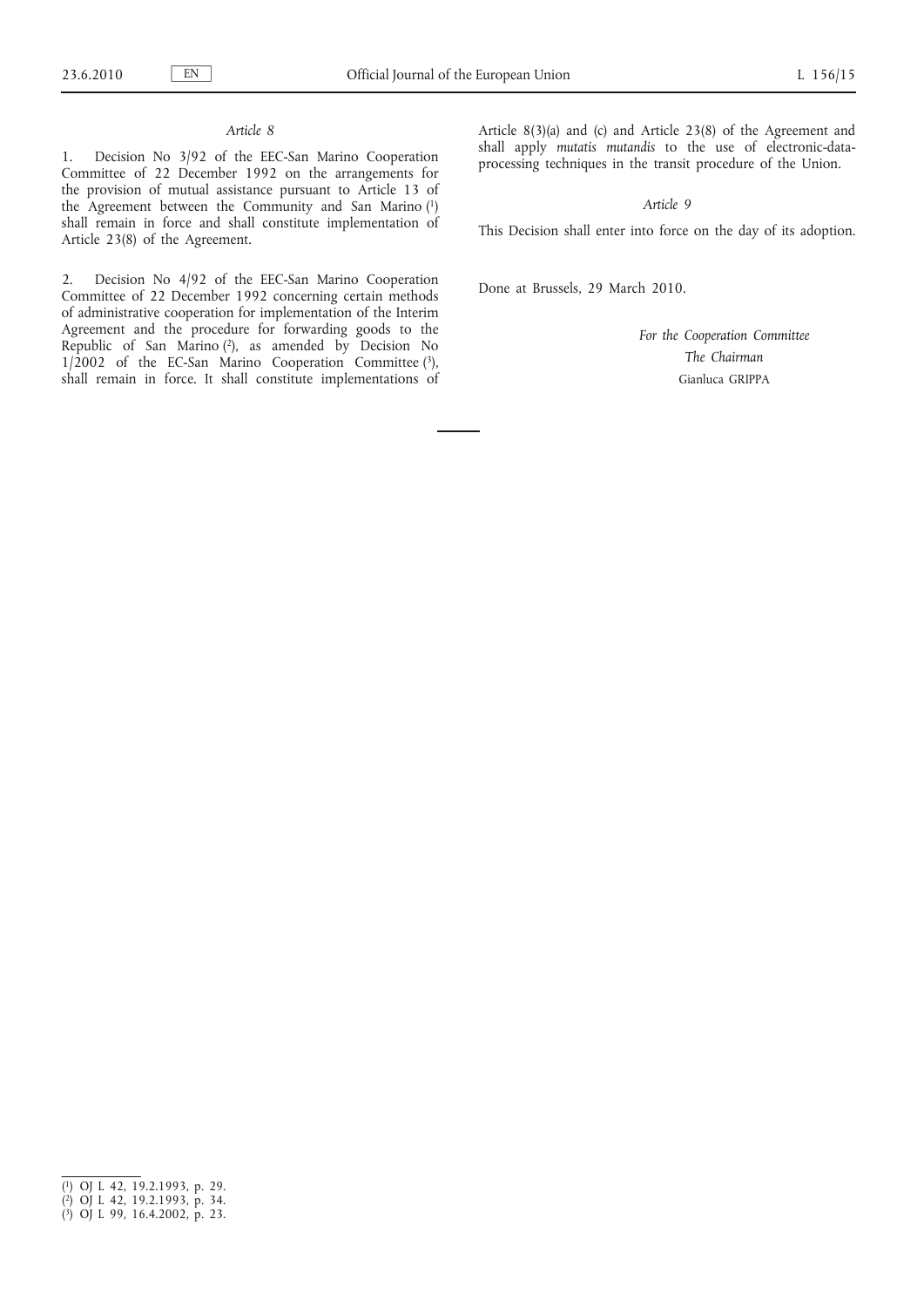*Article 8*

1. Decision No 3/92 of the EEC-San Marino Cooperation Committee of 22 December 1992 on the arrangements for the provision of mutual assistance pursuant to Article 13 of the Agreement between the Community and San Marino [1] shall remain in force and shall constitute implementation of Article 23(8) of the Agreement.

2. Decision No 4/92 of the EEC-San Marino Cooperation Committee of 22 December 1992 concerning certain methods of administrative cooperation for implementation of the Interim Agreement and the procedure for forwarding goods to the Republic of San Marino [2], as amended by Decision No 1/2002 of the EC-San Marino Cooperation Committee [3], shall remain in force. It shall constitute implementations of Article 8(3)(a) and (c) and Article 23(8) of the Agreement and shall apply *mutatis mutandis* to the use of electronic-data-processing techniques in the transit procedure of the Union.

*Article 9*

This Decision shall enter into force on the day of its adoption.

Done at Brussels, 29 March 2010.

*For the Cooperation Committee*

*The Chairman*

Gianluca GRIPPA

---

[1] OJ L 42, 19.2.1993, p. 29.

[2] OJ L 42, 19.2.1993, p. 34.

[3] OJ L 99, 16.4.2002, p. 23.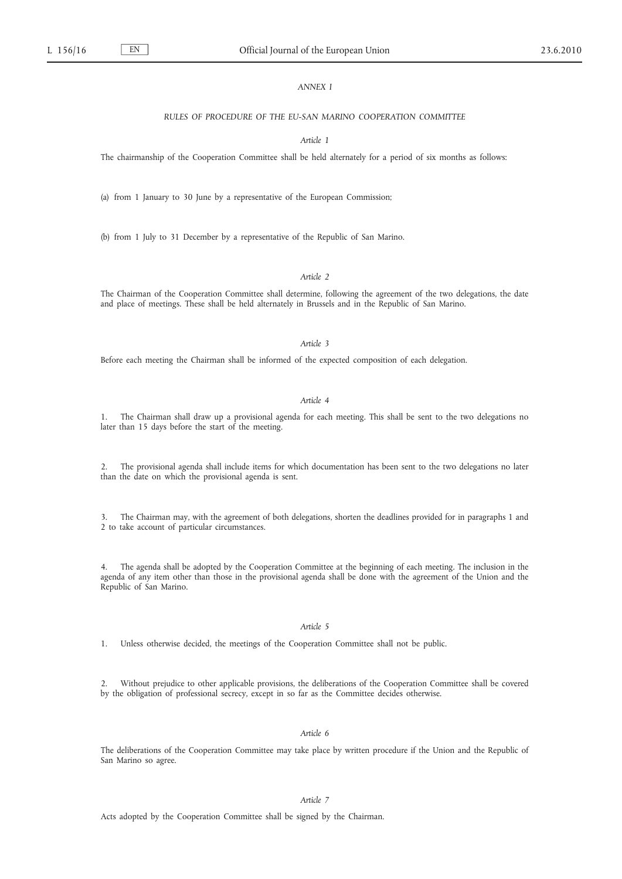*ANNEX I*

*RULES OF PROCEDURE OF THE EU-SAN MARINO COOPERATION COMMITTEE*

*Article 1*

The chairmanship of the Cooperation Committee shall be held alternately for a period of six months as follows:

(a) from 1 January to 30 June by a representative of the European Commission;

(b) from 1 July to 31 December by a representative of the Republic of San Marino.

*Article 2*

The Chairman of the Cooperation Committee shall determine, following the agreement of the two delegations, the date and place of meetings. These shall be held alternately in Brussels and in the Republic of San Marino.

*Article 3*

Before each meeting the Chairman shall be informed of the expected composition of each delegation.

*Article 4*

1. The Chairman shall draw up a provisional agenda for each meeting. This shall be sent to the two delegations no later than 15 days before the start of the meeting.

2. The provisional agenda shall include items for which documentation has been sent to the two delegations no later than the date on which the provisional agenda is sent.

3. The Chairman may, with the agreement of both delegations, shorten the deadlines provided for in paragraphs 1 and 2 to take account of particular circumstances.

4. The agenda shall be adopted by the Cooperation Committee at the beginning of each meeting. The inclusion in the agenda of any item other than those in the provisional agenda shall be done with the agreement of the Union and the Republic of San Marino.

*Article 5*

1. Unless otherwise decided, the meetings of the Cooperation Committee shall not be public.

2. Without prejudice to other applicable provisions, the deliberations of the Cooperation Committee shall be covered by the obligation of professional secrecy, except in so far as the Committee decides otherwise.

*Article 6*

The deliberations of the Cooperation Committee may take place by written procedure if the Union and the Republic of San Marino so agree.

*Article 7*

Acts adopted by the Cooperation Committee shall be signed by the Chairman.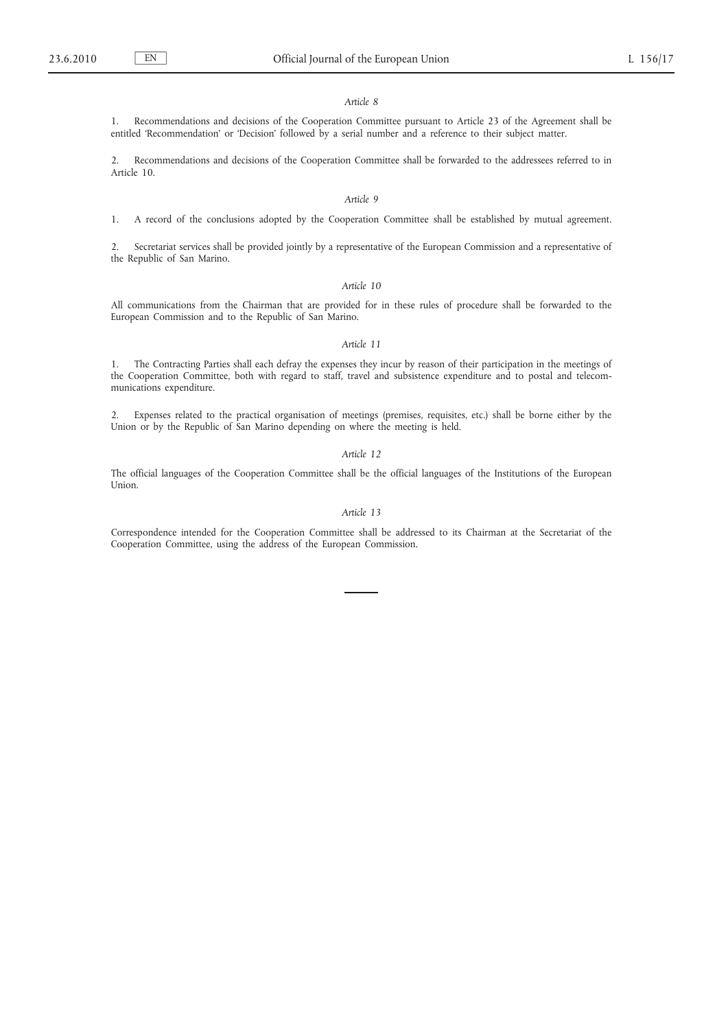*Article 8*

1. Recommendations and decisions of the Cooperation Committee pursuant to Article 23 of the Agreement shall be entitled 'Recommendation' or 'Decision' followed by a serial number and a reference to their subject matter.

2. Recommendations and decisions of the Cooperation Committee shall be forwarded to the addressees referred to in Article 10.

*Article 9*

1. A record of the conclusions adopted by the Cooperation Committee shall be established by mutual agreement.

2. Secretariat services shall be provided jointly by a representative of the European Commission and a representative of the Republic of San Marino.

*Article 10*

All communications from the Chairman that are provided for in these rules of procedure shall be forwarded to the European Commission and to the Republic of San Marino.

*Article 11*

1. The Contracting Parties shall each defray the expenses they incur by reason of their participation in the meetings of the Cooperation Committee, both with regard to staff, travel and subsistence expenditure and to postal and telecommunications expenditure.

2. Expenses related to the practical organisation of meetings (premises, requisites, etc.) shall be borne either by the Union or by the Republic of San Marino depending on where the meeting is held.

*Article 12*

The official languages of the Cooperation Committee shall be the official languages of the Institutions of the European Union.

*Article 13*

Correspondence intended for the Cooperation Committee shall be addressed to its Chairman at the Secretariat of the Cooperation Committee, using the address of the European Commission.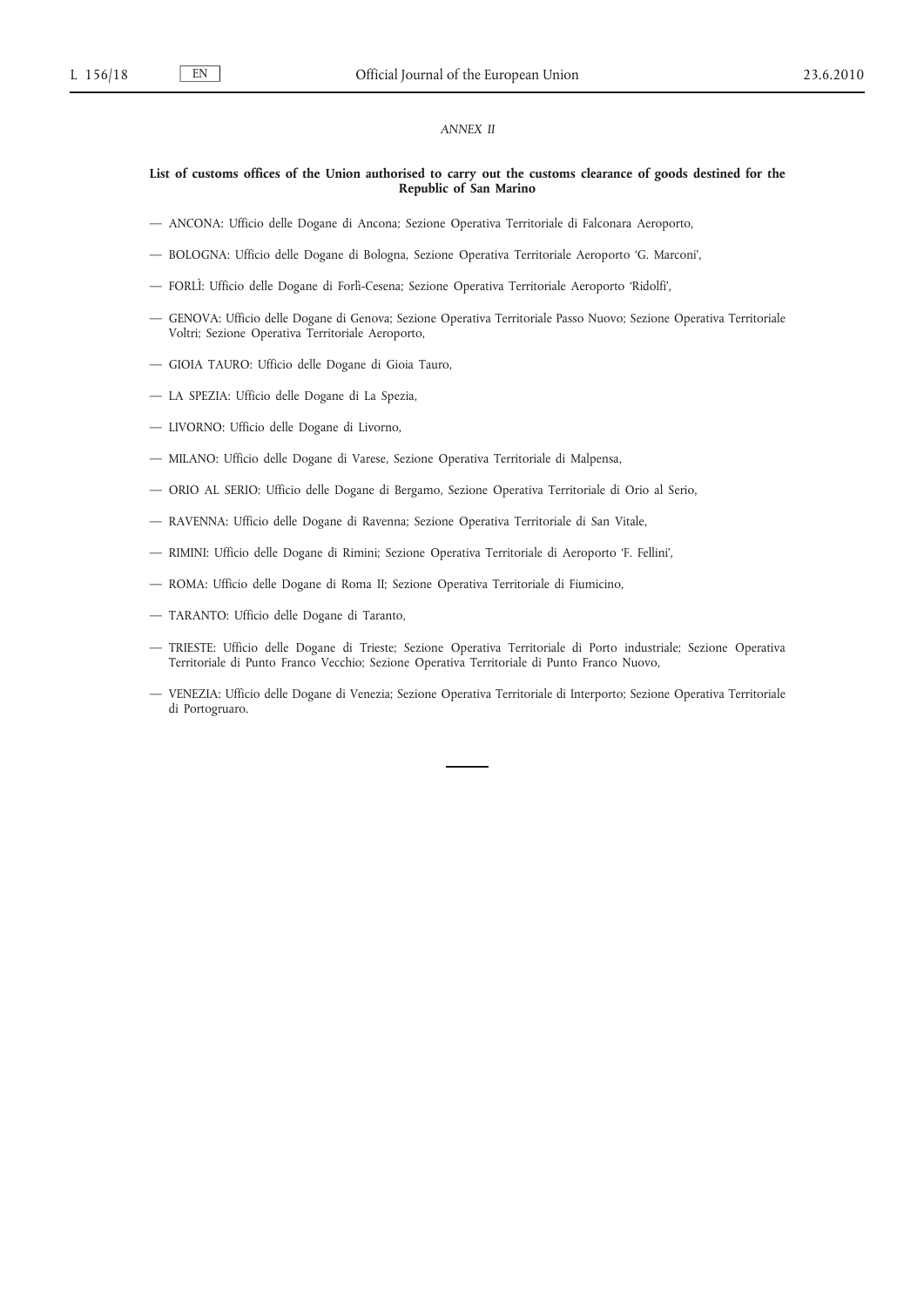*ANNEX II*

**List of customs offices of the Union authorised to carry out the customs clearance of goods destined for the Republic of San Marino**

— ANCONA: Ufficio delle Dogane di Ancona; Sezione Operativa Territoriale di Falconara Aeroporto,

— BOLOGNA: Ufficio delle Dogane di Bologna, Sezione Operativa Territoriale Aeroporto 'G. Marconi',

— FORLÌ: Ufficio delle Dogane di Forlì-Cesena; Sezione Operativa Territoriale Aeroporto 'Ridolfi',

— GENOVA: Ufficio delle Dogane di Genova; Sezione Operativa Territoriale Passo Nuovo; Sezione Operativa Territoriale Voltri; Sezione Operativa Territoriale Aeroporto,

— GIOIA TAURO: Ufficio delle Dogane di Gioia Tauro,

— LA SPEZIA: Ufficio delle Dogane di La Spezia,

— LIVORNO: Ufficio delle Dogane di Livorno,

— MILANO: Ufficio delle Dogane di Varese, Sezione Operativa Territoriale di Malpensa,

— ORIO AL SERIO: Ufficio delle Dogane di Bergamo, Sezione Operativa Territoriale di Orio al Serio,

— RAVENNA: Ufficio delle Dogane di Ravenna; Sezione Operativa Territoriale di San Vitale,

— RIMINI: Ufficio delle Dogane di Rimini; Sezione Operativa Territoriale di Aeroporto 'F. Fellini',

— ROMA: Ufficio delle Dogane di Roma II; Sezione Operativa Territoriale di Fiumicino,

— TARANTO: Ufficio delle Dogane di Taranto,

— TRIESTE: Ufficio delle Dogane di Trieste; Sezione Operativa Territoriale di Porto industriale; Sezione Operativa Territoriale di Punto Franco Vecchio; Sezione Operativa Territoriale di Punto Franco Nuovo,

— VENEZIA: Ufficio delle Dogane di Venezia; Sezione Operativa Territoriale di Interporto; Sezione Operativa Territoriale di Portogruaro.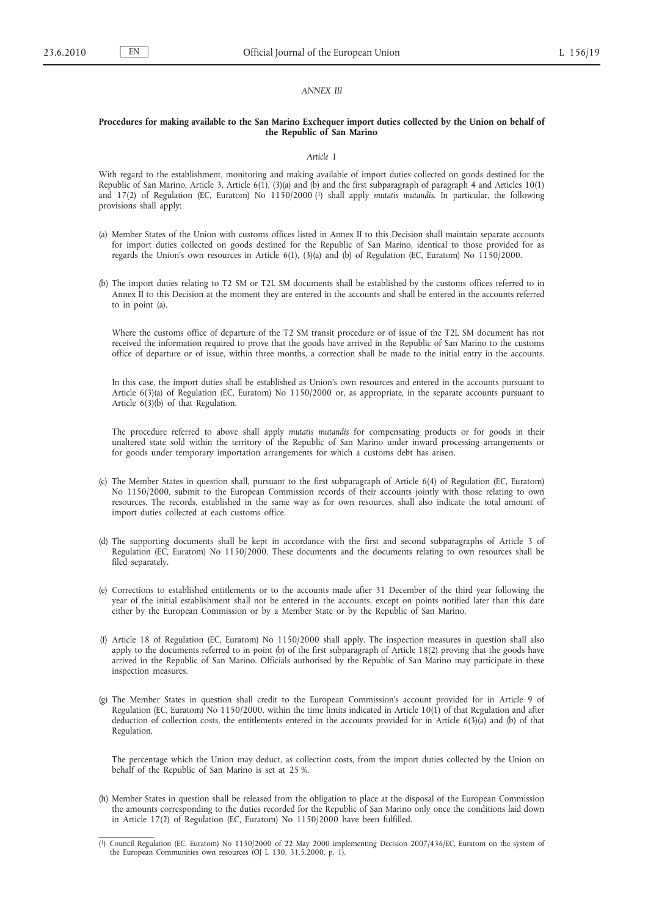*ANNEX III*

**Procedures for making available to the San Marino Exchequer import duties collected by the Union on behalf of the Republic of San Marino**

*Article 1*

With regard to the establishment, monitoring and making available of import duties collected on goods destined for the Republic of San Marino, Article 3, Article 6(1), (3)(a) and (b) and the first subparagraph of paragraph 4 and Articles 10(1) and 17(2) of Regulation (EC, Euratom) No 1150/2000 [1] shall apply *mutatis mutandis*. In particular, the following provisions shall apply:

(a) Member States of the Union with customs offices listed in Annex II to this Decision shall maintain separate accounts for import duties collected on goods destined for the Republic of San Marino, identical to those provided for as regards the Union's own resources in Article 6(1), (3)(a) and (b) of Regulation (EC, Euratom) No 1150/2000.

(b) The import duties relating to T2 SM or T2L SM documents shall be established by the customs offices referred to in Annex II to this Decision at the moment they are entered in the accounts and shall be entered in the accounts referred to in point (a).

Where the customs office of departure of the T2 SM transit procedure or of issue of the T2L SM document has not received the information required to prove that the goods have arrived in the Republic of San Marino to the customs office of departure or of issue, within three months, a correction shall be made to the initial entry in the accounts.

In this case, the import duties shall be established as Union's own resources and entered in the accounts pursuant to Article 6(3)(a) of Regulation (EC, Euratom) No 1150/2000 or, as appropriate, in the separate accounts pursuant to Article 6(3)(b) of that Regulation.

The procedure referred to above shall apply *mutatis mutandis* for compensating products or for goods in their unaltered state sold within the territory of the Republic of San Marino under inward processing arrangements or for goods under temporary importation arrangements for which a customs debt has arisen.

(c) The Member States in question shall, pursuant to the first subparagraph of Article 6(4) of Regulation (EC, Euratom) No 1150/2000, submit to the European Commission records of their accounts jointly with those relating to own resources. The records, established in the same way as for own resources, shall also indicate the total amount of import duties collected at each customs office.

(d) The supporting documents shall be kept in accordance with the first and second subparagraphs of Article 3 of Regulation (EC, Euratom) No 1150/2000. These documents and the documents relating to own resources shall be filed separately.

(e) Corrections to established entitlements or to the accounts made after 31 December of the third year following the year of the initial establishment shall not be entered in the accounts, except on points notified later than this date either by the European Commission or by a Member State or by the Republic of San Marino.

(f) Article 18 of Regulation (EC, Euratom) No 1150/2000 shall apply. The inspection measures in question shall also apply to the documents referred to in point (b) of the first subparagraph of Article 18(2) proving that the goods have arrived in the Republic of San Marino. Officials authorised by the Republic of San Marino may participate in these inspection measures.

(g) The Member States in question shall credit to the European Commission's account provided for in Article 9 of Regulation (EC, Euratom) No 1150/2000, within the time limits indicated in Article 10(1) of that Regulation and after deduction of collection costs, the entitlements entered in the accounts provided for in Article 6(3)(a) and (b) of that Regulation.

The percentage which the Union may deduct, as collection costs, from the import duties collected by the Union on behalf of the Republic of San Marino is set at 25 %.

(h) Member States in question shall be released from the obligation to place at the disposal of the European Commission the amounts corresponding to the duties recorded for the Republic of San Marino only once the conditions laid down in Article 17(2) of Regulation (EC, Euratom) No 1150/2000 have been fulfilled.

---

[1] Council Regulation (EC, Euratom) No 1150/2000 of 22 May 2000 implementing Decision 2007/436/EC, Euratom on the system of the European Communities own resources (OJ L 130, 31.5.2000, p. 1).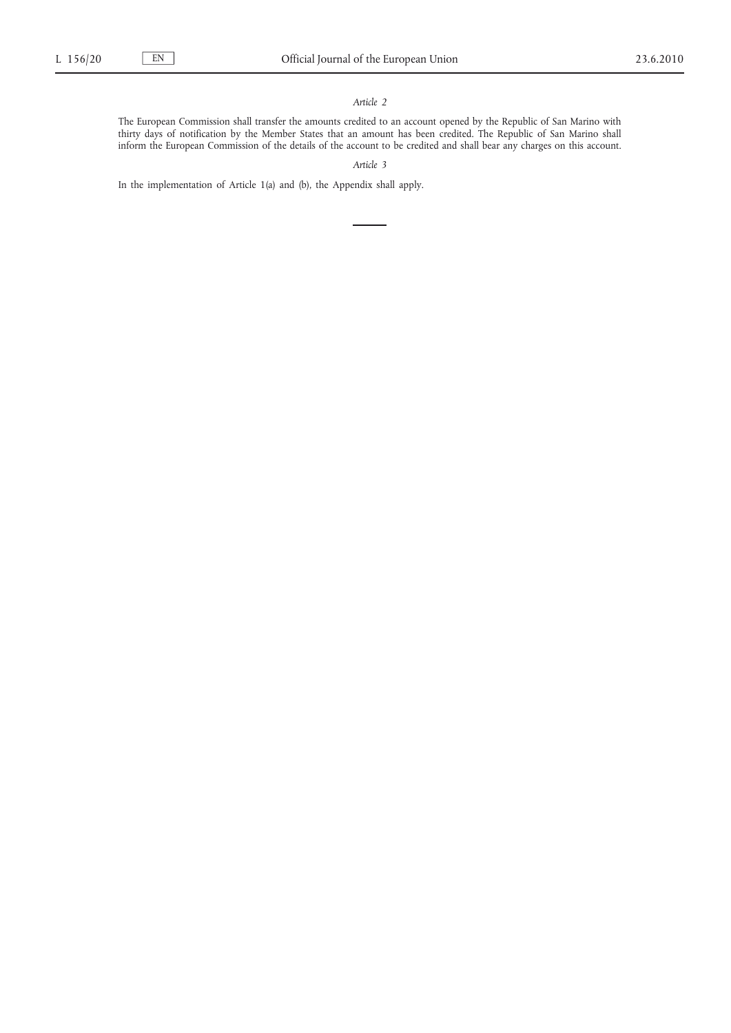*Article 2*

The European Commission shall transfer the amounts credited to an account opened by the Republic of San Marino with thirty days of notification by the Member States that an amount has been credited. The Republic of San Marino shall inform the European Commission of the details of the account to be credited and shall bear any charges on this account.

*Article 3*

In the implementation of Article 1(a) and (b), the Appendix shall apply.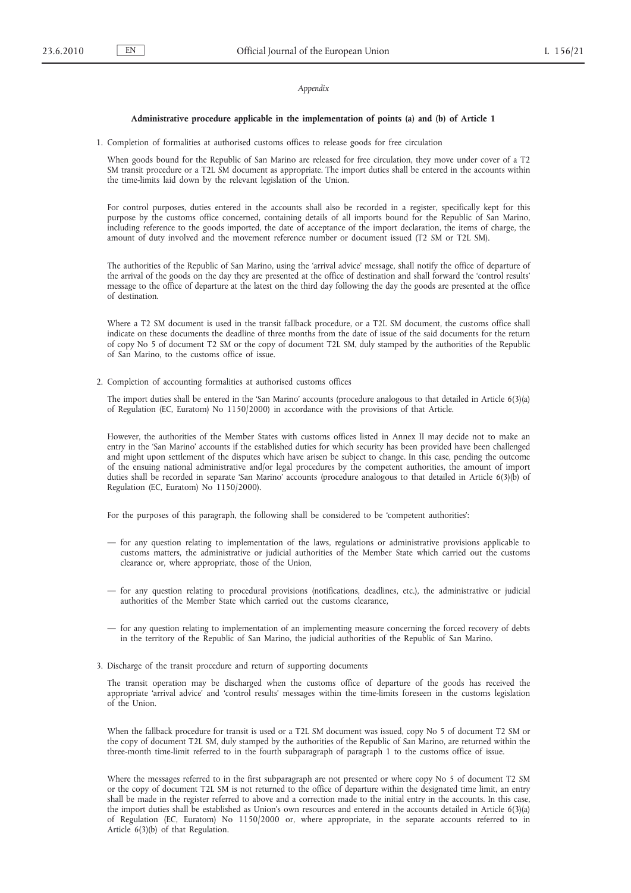*Appendix*

**Administrative procedure applicable in the implementation of points (a) and (b) of Article 1**

1. Completion of formalities at authorised customs offices to release goods for free circulation

   When goods bound for the Republic of San Marino are released for free circulation, they move under cover of a T2 SM transit procedure or a T2L SM document as appropriate. The import duties shall be entered in the accounts within the time-limits laid down by the relevant legislation of the Union.

   For control purposes, duties entered in the accounts shall also be recorded in a register, specifically kept for this purpose by the customs office concerned, containing details of all imports bound for the Republic of San Marino, including reference to the goods imported, the date of acceptance of the import declaration, the items of charge, the amount of duty involved and the movement reference number or document issued (T2 SM or T2L SM).

   The authorities of the Republic of San Marino, using the 'arrival advice' message, shall notify the office of departure of the arrival of the goods on the day they are presented at the office of destination and shall forward the 'control results' message to the office of departure at the latest on the third day following the day the goods are presented at the office of destination.

   Where a T2 SM document is used in the transit fallback procedure, or a T2L SM document, the customs office shall indicate on these documents the deadline of three months from the date of issue of the said documents for the return of copy No 5 of document T2 SM or the copy of document T2L SM, duly stamped by the authorities of the Republic of San Marino, to the customs office of issue.

2. Completion of accounting formalities at authorised customs offices

   The import duties shall be entered in the 'San Marino' accounts (procedure analogous to that detailed in Article 6(3)(a) of Regulation (EC, Euratom) No 1150/2000) in accordance with the provisions of that Article.

   However, the authorities of the Member States with customs offices listed in Annex II may decide not to make an entry in the 'San Marino' accounts if the established duties for which security has been provided have been challenged and might upon settlement of the disputes which have arisen be subject to change. In this case, pending the outcome of the ensuing national administrative and/or legal procedures by the competent authorities, the amount of import duties shall be recorded in separate 'San Marino' accounts (procedure analogous to that detailed in Article 6(3)(b) of Regulation (EC, Euratom) No 1150/2000).

   For the purposes of this paragraph, the following shall be considered to be 'competent authorities':

   — for any question relating to implementation of the laws, regulations or administrative provisions applicable to customs matters, the administrative or judicial authorities of the Member State which carried out the customs clearance or, where appropriate, those of the Union,

   — for any question relating to procedural provisions (notifications, deadlines, etc.), the administrative or judicial authorities of the Member State which carried out the customs clearance,

   — for any question relating to implementation of an implementing measure concerning the forced recovery of debts in the territory of the Republic of San Marino, the judicial authorities of the Republic of San Marino.

3. Discharge of the transit procedure and return of supporting documents

   The transit operation may be discharged when the customs office of departure of the goods has received the appropriate 'arrival advice' and 'control results' messages within the time-limits foreseen in the customs legislation of the Union.

   When the fallback procedure for transit is used or a T2L SM document was issued, copy No 5 of document T2 SM or the copy of document T2L SM, duly stamped by the authorities of the Republic of San Marino, are returned within the three-month time-limit referred to in the fourth subparagraph of paragraph 1 to the customs office of issue.

   Where the messages referred to in the first subparagraph are not presented or where copy No 5 of document T2 SM or the copy of document T2L SM is not returned to the office of departure within the designated time limit, an entry shall be made in the register referred to above and a correction made to the initial entry in the accounts. In this case, the import duties shall be established as Union's own resources and entered in the accounts detailed in Article 6(3)(a) of Regulation (EC, Euratom) No 1150/2000 or, where appropriate, in the separate accounts referred to in Article 6(3)(b) of that Regulation.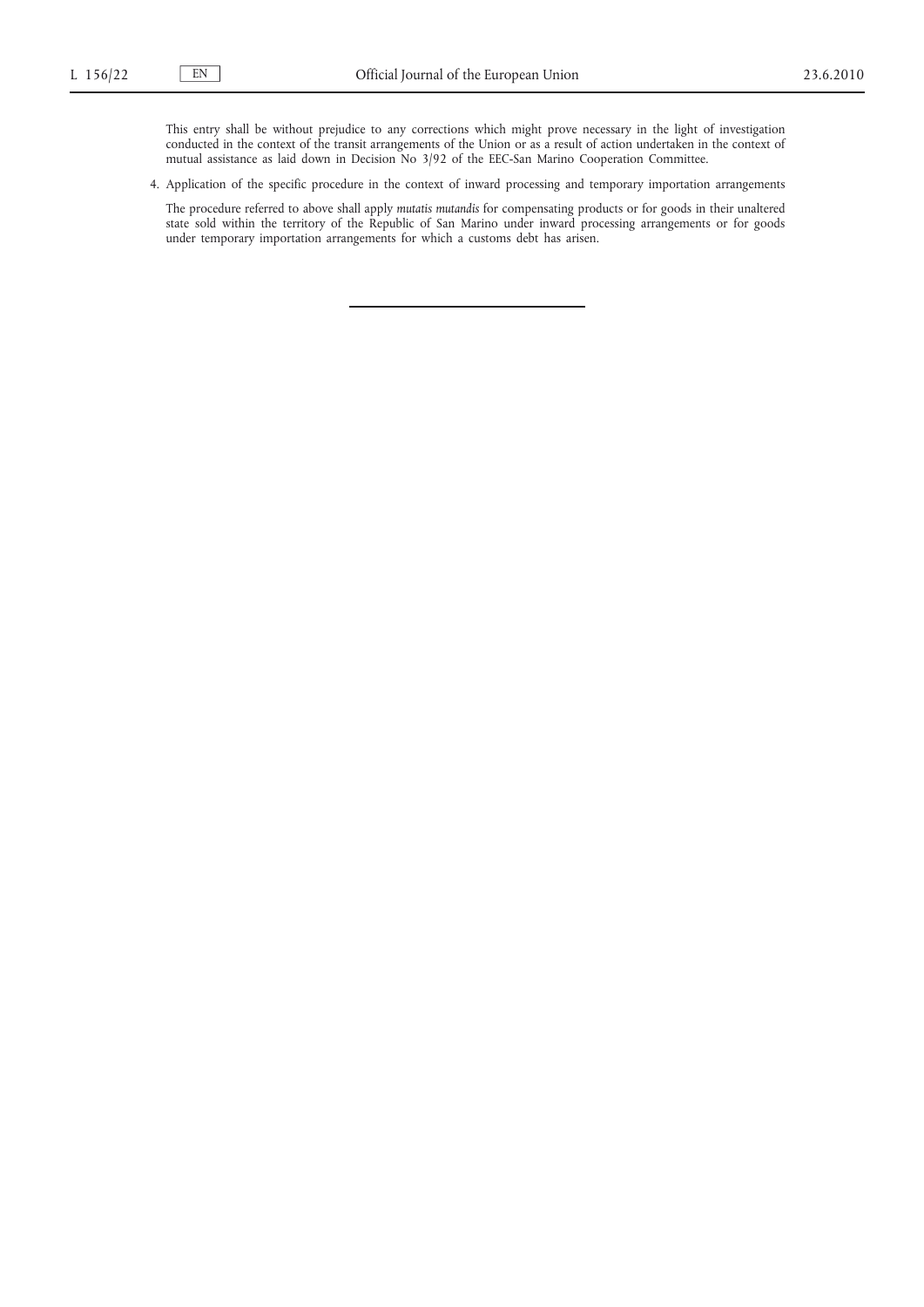This entry shall be without prejudice to any corrections which might prove necessary in the light of investigation conducted in the context of the transit arrangements of the Union or as a result of action undertaken in the context of mutual assistance as laid down in Decision No 3/92 of the EEC-San Marino Cooperation Committee.

4. Application of the specific procedure in the context of inward processing and temporary importation arrangements

The procedure referred to above shall apply *mutatis mutandis* for compensating products or for goods in their unaltered state sold within the territory of the Republic of San Marino under inward processing arrangements or for goods under temporary importation arrangements for which a customs debt has arisen.